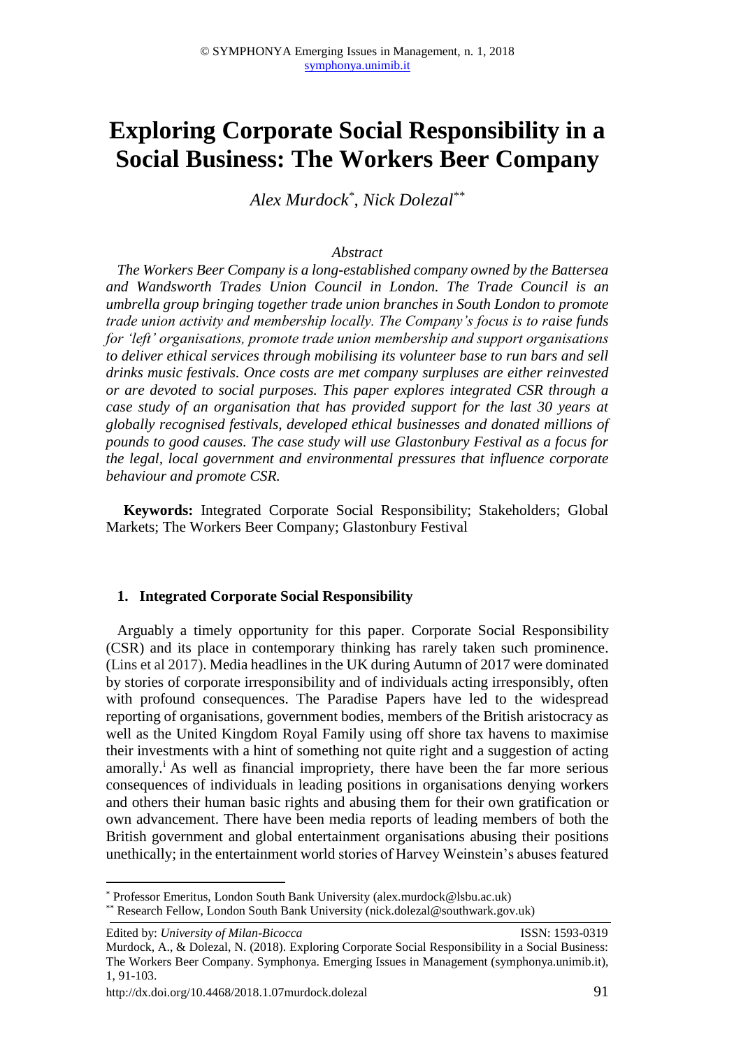# Exploring Corporate Social Responsibility in a Social Business: The Workers Beer Company

*Alex Murdock*[*], *Nick Dolezal*[**]

*Abstract*

*The Workers Beer Company is a long-established company owned by the Battersea and Wandsworth Trades Union Council in London. The Trade Council is an umbrella group bringing together trade union branches in South London to promote trade union activity and membership locally. The Company's focus is to raise funds for 'left' organisations, promote trade union membership and support organisations to deliver ethical services through mobilising its volunteer base to run bars and sell drinks music festivals. Once costs are met company surpluses are either reinvested or are devoted to social purposes. This paper explores integrated CSR through a case study of an organisation that has provided support for the last 30 years at globally recognised festivals, developed ethical businesses and donated millions of pounds to good causes. The case study will use Glastonbury Festival as a focus for the legal, local government and environmental pressures that influence corporate behaviour and promote CSR.*

**Keywords:** Integrated Corporate Social Responsibility; Stakeholders; Global Markets; The Workers Beer Company; Glastonbury Festival

## 1. Integrated Corporate Social Responsibility

Arguably a timely opportunity for this paper. Corporate Social Responsibility (CSR) and its place in contemporary thinking has rarely taken such prominence. (Lins et al 2017). Media headlines in the UK during Autumn of 2017 were dominated by stories of corporate irresponsibility and of individuals acting irresponsibly, often with profound consequences. The Paradise Papers have led to the widespread reporting of organisations, government bodies, members of the British aristocracy as well as the United Kingdom Royal Family using off shore tax havens to maximise their investments with a hint of something not quite right and a suggestion of acting amorally.[i] As well as financial impropriety, there have been the far more serious consequences of individuals in leading positions in organisations denying workers and others their human basic rights and abusing them for their own gratification or own advancement. There have been media reports of leading members of both the British government and global entertainment organisations abusing their positions unethically; in the entertainment world stories of Harvey Weinstein's abuses featured

---

[*] Professor Emeritus, London South Bank University (alex.murdock@lsbu.ac.uk)

[**] Research Fellow, London South Bank University (nick.dolezal@southwark.gov.uk)

Edited by: *University of Milan-Bicocca* ISSN: 1593-0319

Murdock, A., & Dolezal, N. (2018). Exploring Corporate Social Responsibility in a Social Business: The Workers Beer Company. Symphonya. Emerging Issues in Management (symphonya.unimib.it), 1, 91-103.

http://dx.doi.org/10.4468/2018.1.07murdock.dolezal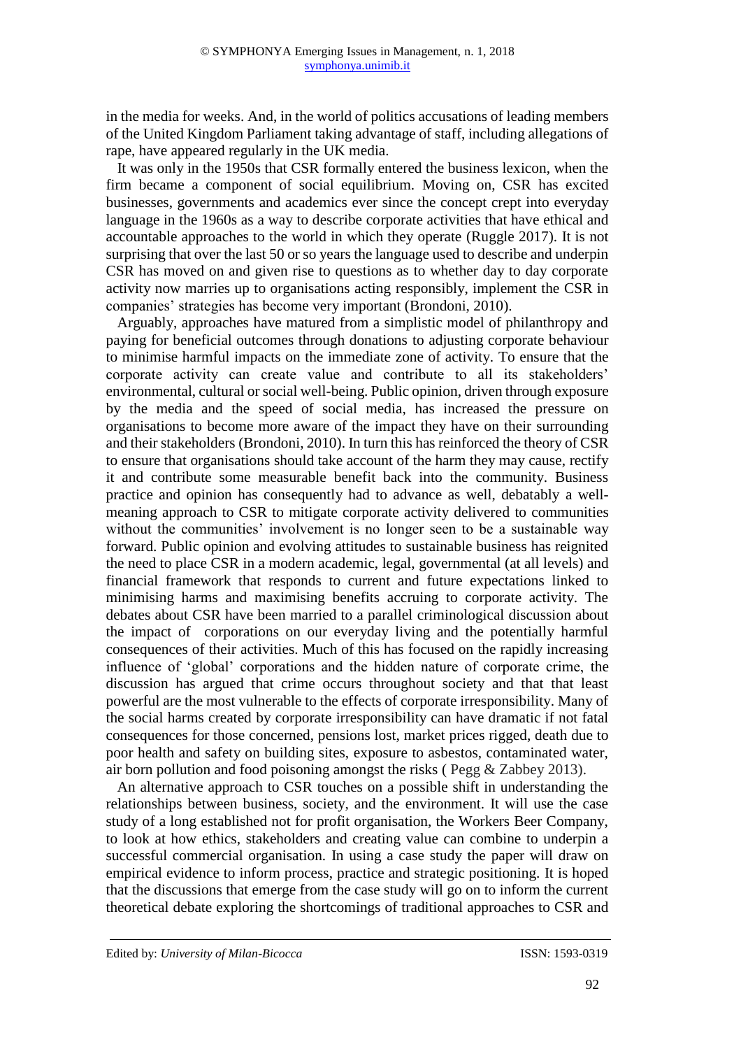in the media for weeks. And, in the world of politics accusations of leading members of the United Kingdom Parliament taking advantage of staff, including allegations of rape, have appeared regularly in the UK media.

It was only in the 1950s that CSR formally entered the business lexicon, when the firm became a component of social equilibrium. Moving on, CSR has excited businesses, governments and academics ever since the concept crept into everyday language in the 1960s as a way to describe corporate activities that have ethical and accountable approaches to the world in which they operate (Ruggle 2017). It is not surprising that over the last 50 or so years the language used to describe and underpin CSR has moved on and given rise to questions as to whether day to day corporate activity now marries up to organisations acting responsibly, implement the CSR in companies' strategies has become very important (Brondoni, 2010).

Arguably, approaches have matured from a simplistic model of philanthropy and paying for beneficial outcomes through donations to adjusting corporate behaviour to minimise harmful impacts on the immediate zone of activity. To ensure that the corporate activity can create value and contribute to all its stakeholders' environmental, cultural or social well-being. Public opinion, driven through exposure by the media and the speed of social media, has increased the pressure on organisations to become more aware of the impact they have on their surrounding and their stakeholders (Brondoni, 2010). In turn this has reinforced the theory of CSR to ensure that organisations should take account of the harm they may cause, rectify it and contribute some measurable benefit back into the community. Business practice and opinion has consequently had to advance as well, debatably a well-meaning approach to CSR to mitigate corporate activity delivered to communities without the communities' involvement is no longer seen to be a sustainable way forward. Public opinion and evolving attitudes to sustainable business has reignited the need to place CSR in a modern academic, legal, governmental (at all levels) and financial framework that responds to current and future expectations linked to minimising harms and maximising benefits accruing to corporate activity. The debates about CSR have been married to a parallel criminological discussion about the impact of corporations on our everyday living and the potentially harmful consequences of their activities. Much of this has focused on the rapidly increasing influence of 'global' corporations and the hidden nature of corporate crime, the discussion has argued that crime occurs throughout society and that that least powerful are the most vulnerable to the effects of corporate irresponsibility. Many of the social harms created by corporate irresponsibility can have dramatic if not fatal consequences for those concerned, pensions lost, market prices rigged, death due to poor health and safety on building sites, exposure to asbestos, contaminated water, air born pollution and food poisoning amongst the risks ( Pegg & Zabbey 2013).

An alternative approach to CSR touches on a possible shift in understanding the relationships between business, society, and the environment. It will use the case study of a long established not for profit organisation, the Workers Beer Company, to look at how ethics, stakeholders and creating value can combine to underpin a successful commercial organisation. In using a case study the paper will draw on empirical evidence to inform process, practice and strategic positioning. It is hoped that the discussions that emerge from the case study will go on to inform the current theoretical debate exploring the shortcomings of traditional approaches to CSR and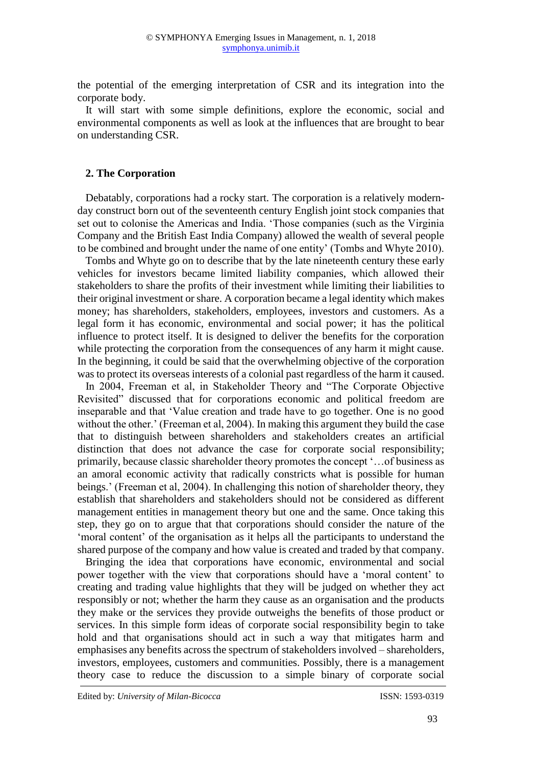the potential of the emerging interpretation of CSR and its integration into the corporate body.

It will start with some simple definitions, explore the economic, social and environmental components as well as look at the influences that are brought to bear on understanding CSR.

## 2. The Corporation

Debatably, corporations had a rocky start. The corporation is a relatively modern-day construct born out of the seventeenth century English joint stock companies that set out to colonise the Americas and India. 'Those companies (such as the Virginia Company and the British East India Company) allowed the wealth of several people to be combined and brought under the name of one entity' (Tombs and Whyte 2010).

Tombs and Whyte go on to describe that by the late nineteenth century these early vehicles for investors became limited liability companies, which allowed their stakeholders to share the profits of their investment while limiting their liabilities to their original investment or share. A corporation became a legal identity which makes money; has shareholders, stakeholders, employees, investors and customers. As a legal form it has economic, environmental and social power; it has the political influence to protect itself. It is designed to deliver the benefits for the corporation while protecting the corporation from the consequences of any harm it might cause. In the beginning, it could be said that the overwhelming objective of the corporation was to protect its overseas interests of a colonial past regardless of the harm it caused.

In 2004, Freeman et al, in Stakeholder Theory and "The Corporate Objective Revisited" discussed that for corporations economic and political freedom are inseparable and that 'Value creation and trade have to go together. One is no good without the other.' (Freeman et al, 2004). In making this argument they build the case that to distinguish between shareholders and stakeholders creates an artificial distinction that does not advance the case for corporate social responsibility; primarily, because classic shareholder theory promotes the concept '…of business as an amoral economic activity that radically constricts what is possible for human beings.' (Freeman et al, 2004). In challenging this notion of shareholder theory, they establish that shareholders and stakeholders should not be considered as different management entities in management theory but one and the same. Once taking this step, they go on to argue that that corporations should consider the nature of the 'moral content' of the organisation as it helps all the participants to understand the shared purpose of the company and how value is created and traded by that company.

Bringing the idea that corporations have economic, environmental and social power together with the view that corporations should have a 'moral content' to creating and trading value highlights that they will be judged on whether they act responsibly or not; whether the harm they cause as an organisation and the products they make or the services they provide outweighs the benefits of those product or services. In this simple form ideas of corporate social responsibility begin to take hold and that organisations should act in such a way that mitigates harm and emphasises any benefits across the spectrum of stakeholders involved – shareholders, investors, employees, customers and communities. Possibly, there is a management theory case to reduce the discussion to a simple binary of corporate social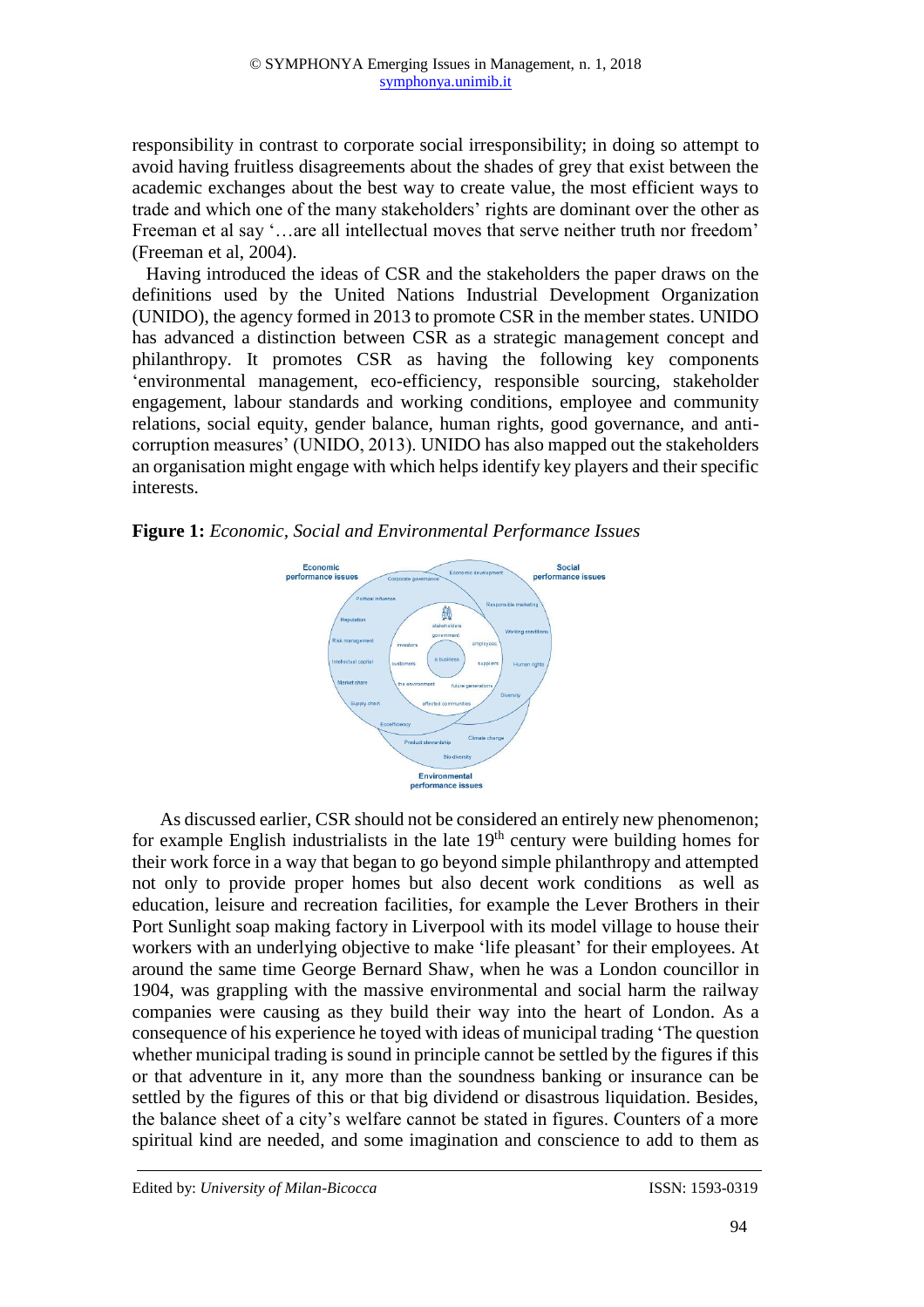responsibility in contrast to corporate social irresponsibility; in doing so attempt to avoid having fruitless disagreements about the shades of grey that exist between the academic exchanges about the best way to create value, the most efficient ways to trade and which one of the many stakeholders' rights are dominant over the other as Freeman et al say '…are all intellectual moves that serve neither truth nor freedom' (Freeman et al, 2004).

Having introduced the ideas of CSR and the stakeholders the paper draws on the definitions used by the United Nations Industrial Development Organization (UNIDO), the agency formed in 2013 to promote CSR in the member states. UNIDO has advanced a distinction between CSR as a strategic management concept and philanthropy. It promotes CSR as having the following key components 'environmental management, eco-efficiency, responsible sourcing, stakeholder engagement, labour standards and working conditions, employee and community relations, social equity, gender balance, human rights, good governance, and anti-corruption measures' (UNIDO, 2013). UNIDO has also mapped out the stakeholders an organisation might engage with which helps identify key players and their specific interests.

**Figure 1:** *Economic, Social and Environmental Performance Issues*

Economic performance issues
Social performance issues
Environmental performance issues
Corporate governance
Economic development
Political influence
Responsible marketing
Reputation
Working conditions
Risk management
Intellectual capital
Human rights
Market share
Diversity
Supply chain
Eco-efficiency
Product stewardship
Climate change
Bio-diversity
stakeholders
government
investors
employees
customers
a business
suppliers
the environment
future generations
affected communities

As discussed earlier, CSR should not be considered an entirely new phenomenon; for example English industrialists in the late 19th century were building homes for their work force in a way that began to go beyond simple philanthropy and attempted not only to provide proper homes but also decent work conditions as well as education, leisure and recreation facilities, for example the Lever Brothers in their Port Sunlight soap making factory in Liverpool with its model village to house their workers with an underlying objective to make 'life pleasant' for their employees. At around the same time George Bernard Shaw, when he was a London councillor in 1904, was grappling with the massive environmental and social harm the railway companies were causing as they build their way into the heart of London. As a consequence of his experience he toyed with ideas of municipal trading 'The question whether municipal trading is sound in principle cannot be settled by the figures if this or that adventure in it, any more than the soundness banking or insurance can be settled by the figures of this or that big dividend or disastrous liquidation. Besides, the balance sheet of a city's welfare cannot be stated in figures. Counters of a more spiritual kind are needed, and some imagination and conscience to add to them as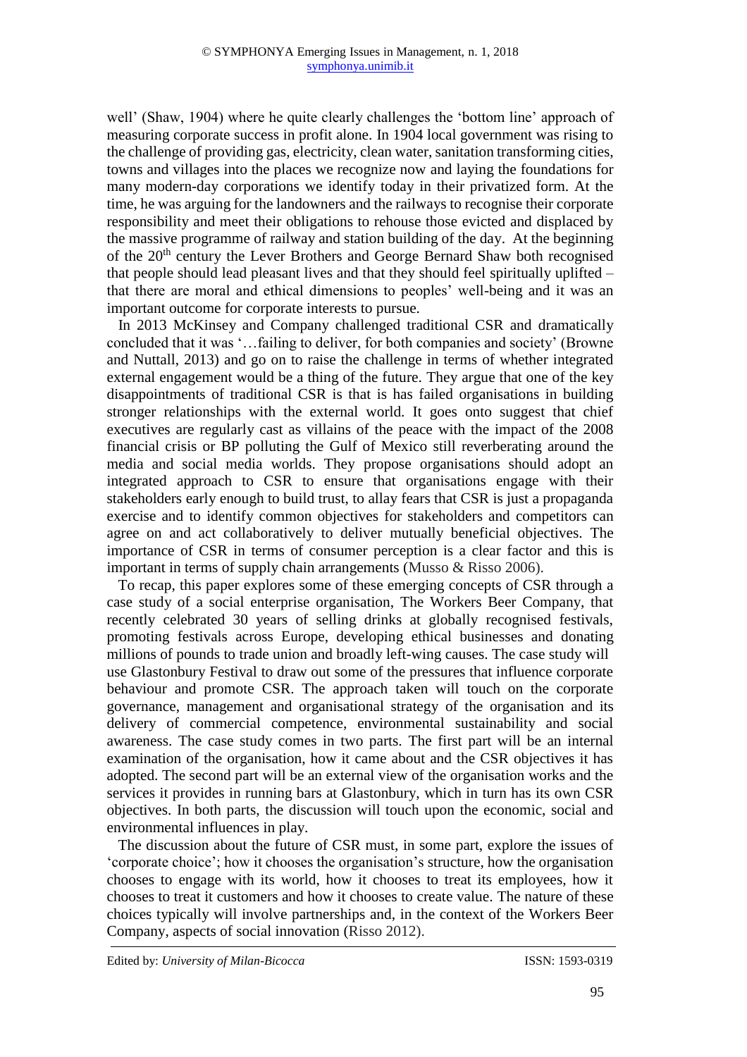well' (Shaw, 1904) where he quite clearly challenges the 'bottom line' approach of measuring corporate success in profit alone. In 1904 local government was rising to the challenge of providing gas, electricity, clean water, sanitation transforming cities, towns and villages into the places we recognize now and laying the foundations for many modern-day corporations we identify today in their privatized form. At the time, he was arguing for the landowners and the railways to recognise their corporate responsibility and meet their obligations to rehouse those evicted and displaced by the massive programme of railway and station building of the day. At the beginning of the 20th century the Lever Brothers and George Bernard Shaw both recognised that people should lead pleasant lives and that they should feel spiritually uplifted – that there are moral and ethical dimensions to peoples' well-being and it was an important outcome for corporate interests to pursue.

In 2013 McKinsey and Company challenged traditional CSR and dramatically concluded that it was '…failing to deliver, for both companies and society' (Browne and Nuttall, 2013) and go on to raise the challenge in terms of whether integrated external engagement would be a thing of the future. They argue that one of the key disappointments of traditional CSR is that is has failed organisations in building stronger relationships with the external world. It goes onto suggest that chief executives are regularly cast as villains of the peace with the impact of the 2008 financial crisis or BP polluting the Gulf of Mexico still reverberating around the media and social media worlds. They propose organisations should adopt an integrated approach to CSR to ensure that organisations engage with their stakeholders early enough to build trust, to allay fears that CSR is just a propaganda exercise and to identify common objectives for stakeholders and competitors can agree on and act collaboratively to deliver mutually beneficial objectives. The importance of CSR in terms of consumer perception is a clear factor and this is important in terms of supply chain arrangements (Musso & Risso 2006).

To recap, this paper explores some of these emerging concepts of CSR through a case study of a social enterprise organisation, The Workers Beer Company, that recently celebrated 30 years of selling drinks at globally recognised festivals, promoting festivals across Europe, developing ethical businesses and donating millions of pounds to trade union and broadly left-wing causes. The case study will use Glastonbury Festival to draw out some of the pressures that influence corporate behaviour and promote CSR. The approach taken will touch on the corporate governance, management and organisational strategy of the organisation and its delivery of commercial competence, environmental sustainability and social awareness. The case study comes in two parts. The first part will be an internal examination of the organisation, how it came about and the CSR objectives it has adopted. The second part will be an external view of the organisation works and the services it provides in running bars at Glastonbury, which in turn has its own CSR objectives. In both parts, the discussion will touch upon the economic, social and environmental influences in play.

The discussion about the future of CSR must, in some part, explore the issues of 'corporate choice'; how it chooses the organisation's structure, how the organisation chooses to engage with its world, how it chooses to treat its employees, how it chooses to treat it customers and how it chooses to create value. The nature of these choices typically will involve partnerships and, in the context of the Workers Beer Company, aspects of social innovation (Risso 2012).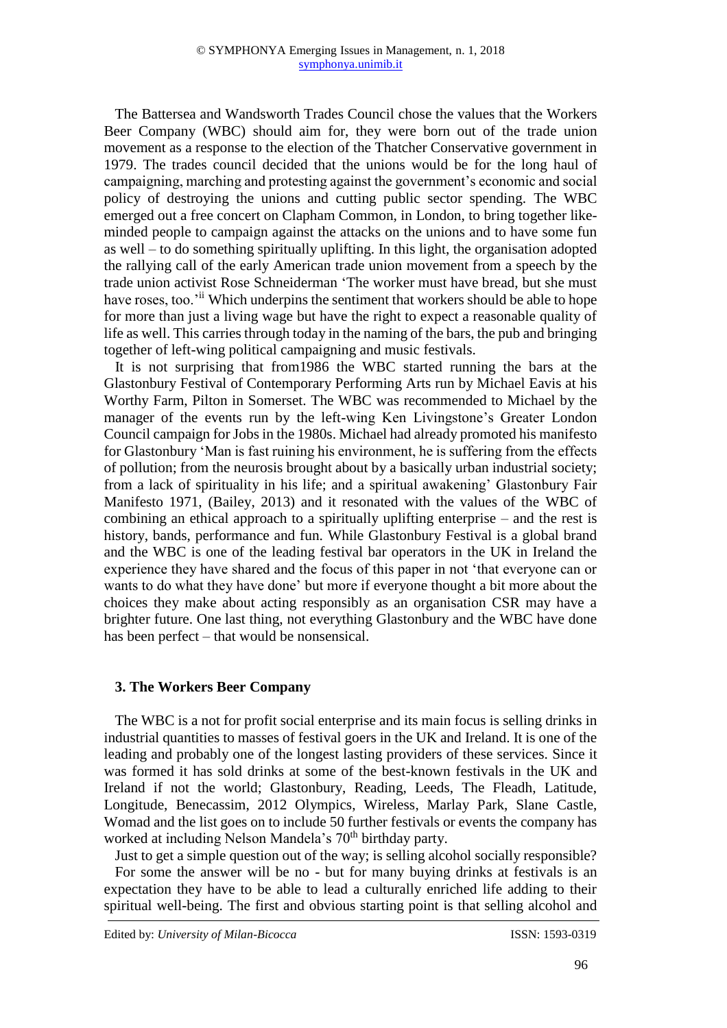The Battersea and Wandsworth Trades Council chose the values that the Workers Beer Company (WBC) should aim for, they were born out of the trade union movement as a response to the election of the Thatcher Conservative government in 1979. The trades council decided that the unions would be for the long haul of campaigning, marching and protesting against the government's economic and social policy of destroying the unions and cutting public sector spending. The WBC emerged out a free concert on Clapham Common, in London, to bring together like-minded people to campaign against the attacks on the unions and to have some fun as well – to do something spiritually uplifting. In this light, the organisation adopted the rallying call of the early American trade union movement from a speech by the trade union activist Rose Schneiderman 'The worker must have bread, but she must have roses, too.'[ii] Which underpins the sentiment that workers should be able to hope for more than just a living wage but have the right to expect a reasonable quality of life as well. This carries through today in the naming of the bars, the pub and bringing together of left-wing political campaigning and music festivals.

It is not surprising that from1986 the WBC started running the bars at the Glastonbury Festival of Contemporary Performing Arts run by Michael Eavis at his Worthy Farm, Pilton in Somerset. The WBC was recommended to Michael by the manager of the events run by the left-wing Ken Livingstone's Greater London Council campaign for Jobs in the 1980s. Michael had already promoted his manifesto for Glastonbury 'Man is fast ruining his environment, he is suffering from the effects of pollution; from the neurosis brought about by a basically urban industrial society; from a lack of spirituality in his life; and a spiritual awakening' Glastonbury Fair Manifesto 1971, (Bailey, 2013) and it resonated with the values of the WBC of combining an ethical approach to a spiritually uplifting enterprise – and the rest is history, bands, performance and fun. While Glastonbury Festival is a global brand and the WBC is one of the leading festival bar operators in the UK in Ireland the experience they have shared and the focus of this paper in not 'that everyone can or wants to do what they have done' but more if everyone thought a bit more about the choices they make about acting responsibly as an organisation CSR may have a brighter future. One last thing, not everything Glastonbury and the WBC have done has been perfect – that would be nonsensical.

## 3. The Workers Beer Company

The WBC is a not for profit social enterprise and its main focus is selling drinks in industrial quantities to masses of festival goers in the UK and Ireland. It is one of the leading and probably one of the longest lasting providers of these services. Since it was formed it has sold drinks at some of the best-known festivals in the UK and Ireland if not the world; Glastonbury, Reading, Leeds, The Fleadh, Latitude, Longitude, Benecassim, 2012 Olympics, Wireless, Marlay Park, Slane Castle, Womad and the list goes on to include 50 further festivals or events the company has worked at including Nelson Mandela's 70th birthday party.

Just to get a simple question out of the way; is selling alcohol socially responsible? For some the answer will be no - but for many buying drinks at festivals is an expectation they have to be able to lead a culturally enriched life adding to their spiritual well-being. The first and obvious starting point is that selling alcohol and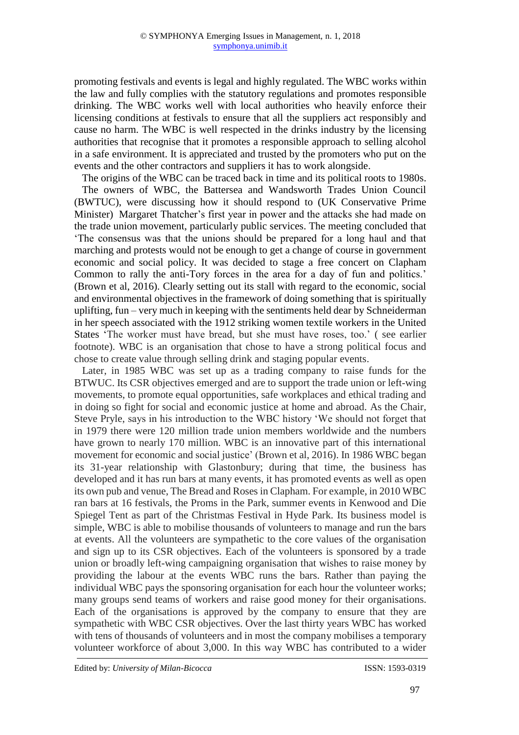promoting festivals and events is legal and highly regulated. The WBC works within the law and fully complies with the statutory regulations and promotes responsible drinking. The WBC works well with local authorities who heavily enforce their licensing conditions at festivals to ensure that all the suppliers act responsibly and cause no harm. The WBC is well respected in the drinks industry by the licensing authorities that recognise that it promotes a responsible approach to selling alcohol in a safe environment. It is appreciated and trusted by the promoters who put on the events and the other contractors and suppliers it has to work alongside.

The origins of the WBC can be traced back in time and its political roots to 1980s.

The owners of WBC, the Battersea and Wandsworth Trades Union Council (BWTUC), were discussing how it should respond to (UK Conservative Prime Minister) Margaret Thatcher's first year in power and the attacks she had made on the trade union movement, particularly public services. The meeting concluded that 'The consensus was that the unions should be prepared for a long haul and that marching and protests would not be enough to get a change of course in government economic and social policy. It was decided to stage a free concert on Clapham Common to rally the anti-Tory forces in the area for a day of fun and politics.' (Brown et al, 2016). Clearly setting out its stall with regard to the economic, social and environmental objectives in the framework of doing something that is spiritually uplifting, fun – very much in keeping with the sentiments held dear by Schneiderman in her speech associated with the 1912 striking women textile workers in the United States 'The worker must have bread, but she must have roses, too.' ( see earlier footnote). WBC is an organisation that chose to have a strong political focus and chose to create value through selling drink and staging popular events.

Later, in 1985 WBC was set up as a trading company to raise funds for the BTWUC. Its CSR objectives emerged and are to support the trade union or left-wing movements, to promote equal opportunities, safe workplaces and ethical trading and in doing so fight for social and economic justice at home and abroad. As the Chair, Steve Pryle, says in his introduction to the WBC history 'We should not forget that in 1979 there were 120 million trade union members worldwide and the numbers have grown to nearly 170 million. WBC is an innovative part of this international movement for economic and social justice' (Brown et al, 2016). In 1986 WBC began its 31-year relationship with Glastonbury; during that time, the business has developed and it has run bars at many events, it has promoted events as well as open its own pub and venue, The Bread and Roses in Clapham. For example, in 2010 WBC ran bars at 16 festivals, the Proms in the Park, summer events in Kenwood and Die Spiegel Tent as part of the Christmas Festival in Hyde Park. Its business model is simple, WBC is able to mobilise thousands of volunteers to manage and run the bars at events. All the volunteers are sympathetic to the core values of the organisation and sign up to its CSR objectives. Each of the volunteers is sponsored by a trade union or broadly left-wing campaigning organisation that wishes to raise money by providing the labour at the events WBC runs the bars. Rather than paying the individual WBC pays the sponsoring organisation for each hour the volunteer works; many groups send teams of workers and raise good money for their organisations. Each of the organisations is approved by the company to ensure that they are sympathetic with WBC CSR objectives. Over the last thirty years WBC has worked with tens of thousands of volunteers and in most the company mobilises a temporary volunteer workforce of about 3,000. In this way WBC has contributed to a wider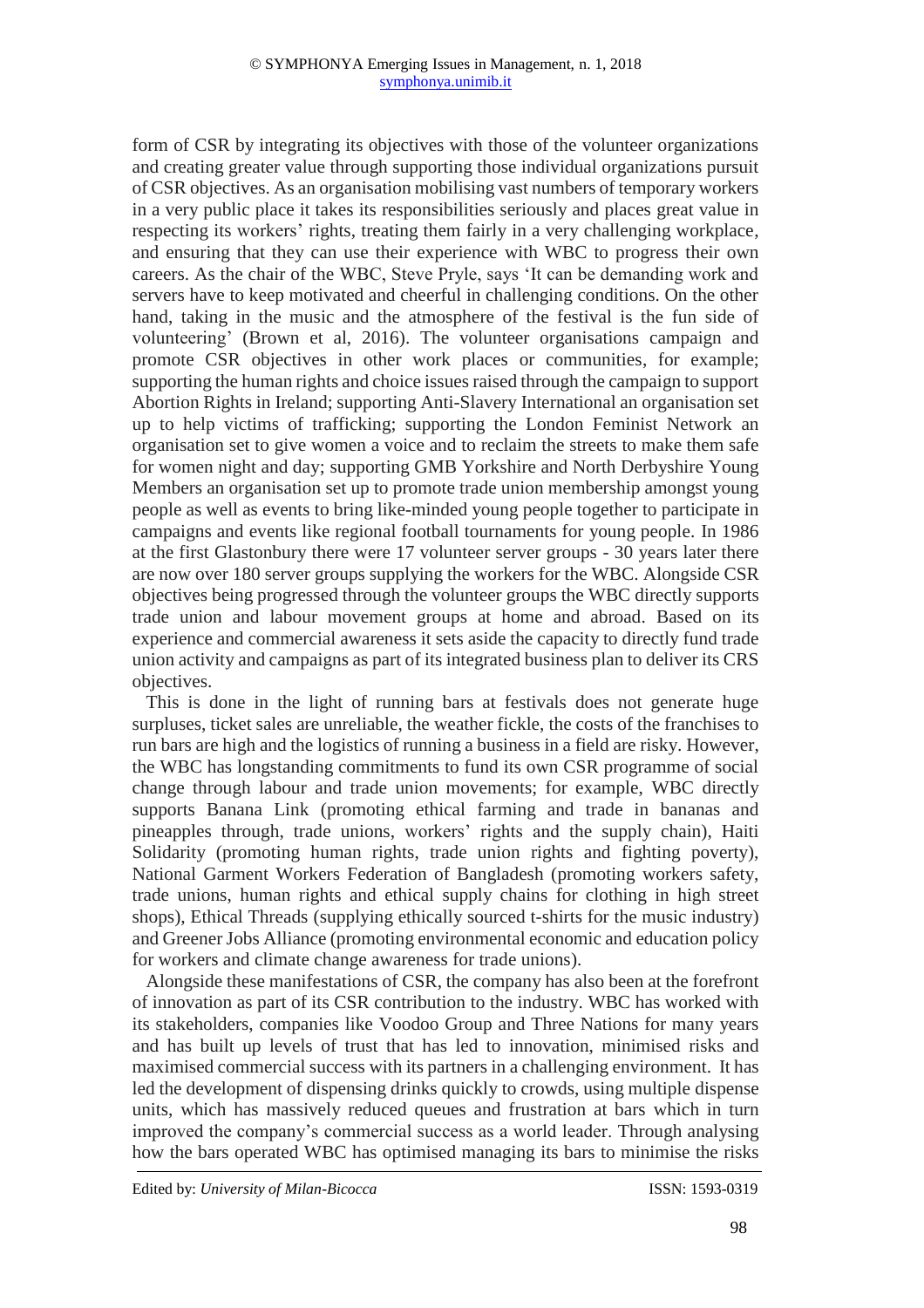form of CSR by integrating its objectives with those of the volunteer organizations and creating greater value through supporting those individual organizations pursuit of CSR objectives. As an organisation mobilising vast numbers of temporary workers in a very public place it takes its responsibilities seriously and places great value in respecting its workers' rights, treating them fairly in a very challenging workplace, and ensuring that they can use their experience with WBC to progress their own careers. As the chair of the WBC, Steve Pryle, says 'It can be demanding work and servers have to keep motivated and cheerful in challenging conditions. On the other hand, taking in the music and the atmosphere of the festival is the fun side of volunteering' (Brown et al, 2016). The volunteer organisations campaign and promote CSR objectives in other work places or communities, for example; supporting the human rights and choice issues raised through the campaign to support Abortion Rights in Ireland; supporting Anti-Slavery International an organisation set up to help victims of trafficking; supporting the London Feminist Network an organisation set to give women a voice and to reclaim the streets to make them safe for women night and day; supporting GMB Yorkshire and North Derbyshire Young Members an organisation set up to promote trade union membership amongst young people as well as events to bring like-minded young people together to participate in campaigns and events like regional football tournaments for young people. In 1986 at the first Glastonbury there were 17 volunteer server groups - 30 years later there are now over 180 server groups supplying the workers for the WBC. Alongside CSR objectives being progressed through the volunteer groups the WBC directly supports trade union and labour movement groups at home and abroad. Based on its experience and commercial awareness it sets aside the capacity to directly fund trade union activity and campaigns as part of its integrated business plan to deliver its CRS objectives.

This is done in the light of running bars at festivals does not generate huge surpluses, ticket sales are unreliable, the weather fickle, the costs of the franchises to run bars are high and the logistics of running a business in a field are risky. However, the WBC has longstanding commitments to fund its own CSR programme of social change through labour and trade union movements; for example, WBC directly supports Banana Link (promoting ethical farming and trade in bananas and pineapples through, trade unions, workers' rights and the supply chain), Haiti Solidarity (promoting human rights, trade union rights and fighting poverty), National Garment Workers Federation of Bangladesh (promoting workers safety, trade unions, human rights and ethical supply chains for clothing in high street shops), Ethical Threads (supplying ethically sourced t-shirts for the music industry) and Greener Jobs Alliance (promoting environmental economic and education policy for workers and climate change awareness for trade unions).

Alongside these manifestations of CSR, the company has also been at the forefront of innovation as part of its CSR contribution to the industry. WBC has worked with its stakeholders, companies like Voodoo Group and Three Nations for many years and has built up levels of trust that has led to innovation, minimised risks and maximised commercial success with its partners in a challenging environment. It has led the development of dispensing drinks quickly to crowds, using multiple dispense units, which has massively reduced queues and frustration at bars which in turn improved the company's commercial success as a world leader. Through analysing how the bars operated WBC has optimised managing its bars to minimise the risks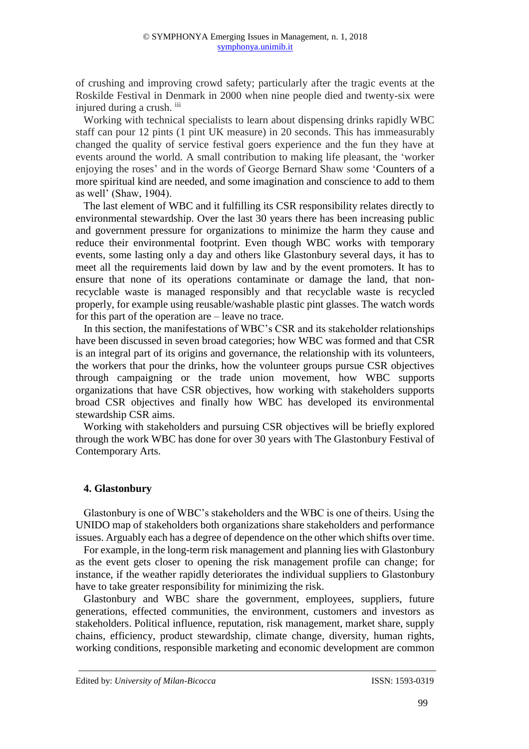of crushing and improving crowd safety; particularly after the tragic events at the Roskilde Festival in Denmark in 2000 when nine people died and twenty-six were injured during a crush. [iii]

Working with technical specialists to learn about dispensing drinks rapidly WBC staff can pour 12 pints (1 pint UK measure) in 20 seconds. This has immeasurably changed the quality of service festival goers experience and the fun they have at events around the world. A small contribution to making life pleasant, the 'worker enjoying the roses' and in the words of George Bernard Shaw some 'Counters of a more spiritual kind are needed, and some imagination and conscience to add to them as well' (Shaw, 1904).

The last element of WBC and it fulfilling its CSR responsibility relates directly to environmental stewardship. Over the last 30 years there has been increasing public and government pressure for organizations to minimize the harm they cause and reduce their environmental footprint. Even though WBC works with temporary events, some lasting only a day and others like Glastonbury several days, it has to meet all the requirements laid down by law and by the event promoters. It has to ensure that none of its operations contaminate or damage the land, that non-recyclable waste is managed responsibly and that recyclable waste is recycled properly, for example using reusable/washable plastic pint glasses. The watch words for this part of the operation are – leave no trace.

In this section, the manifestations of WBC's CSR and its stakeholder relationships have been discussed in seven broad categories; how WBC was formed and that CSR is an integral part of its origins and governance, the relationship with its volunteers, the workers that pour the drinks, how the volunteer groups pursue CSR objectives through campaigning or the trade union movement, how WBC supports organizations that have CSR objectives, how working with stakeholders supports broad CSR objectives and finally how WBC has developed its environmental stewardship CSR aims.

Working with stakeholders and pursuing CSR objectives will be briefly explored through the work WBC has done for over 30 years with The Glastonbury Festival of Contemporary Arts.

## 4. Glastonbury

Glastonbury is one of WBC's stakeholders and the WBC is one of theirs. Using the UNIDO map of stakeholders both organizations share stakeholders and performance issues. Arguably each has a degree of dependence on the other which shifts over time.

For example, in the long-term risk management and planning lies with Glastonbury as the event gets closer to opening the risk management profile can change; for instance, if the weather rapidly deteriorates the individual suppliers to Glastonbury have to take greater responsibility for minimizing the risk.

Glastonbury and WBC share the government, employees, suppliers, future generations, effected communities, the environment, customers and investors as stakeholders. Political influence, reputation, risk management, market share, supply chains, efficiency, product stewardship, climate change, diversity, human rights, working conditions, responsible marketing and economic development are common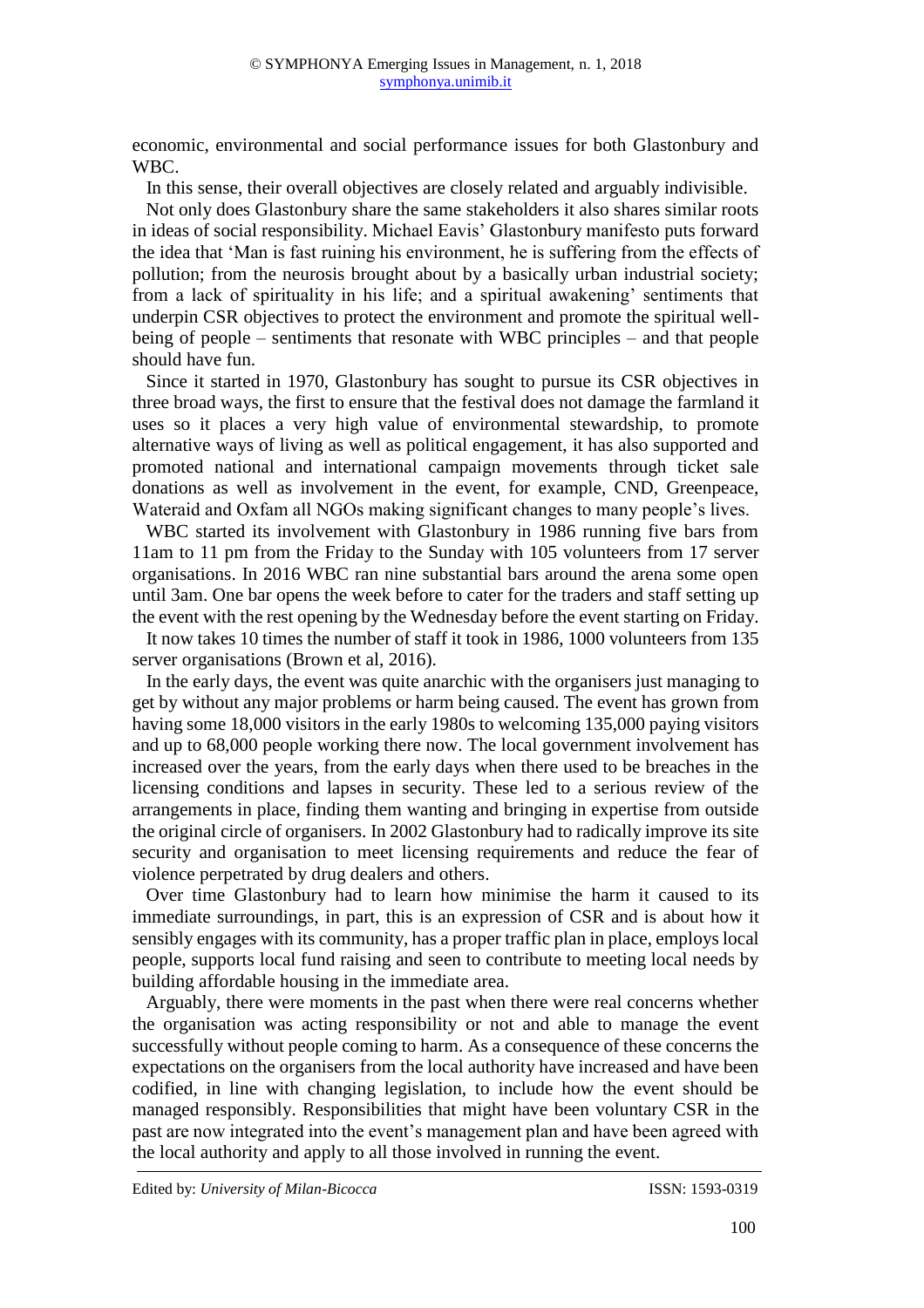economic, environmental and social performance issues for both Glastonbury and WBC.

In this sense, their overall objectives are closely related and arguably indivisible.

Not only does Glastonbury share the same stakeholders it also shares similar roots in ideas of social responsibility. Michael Eavis' Glastonbury manifesto puts forward the idea that 'Man is fast ruining his environment, he is suffering from the effects of pollution; from the neurosis brought about by a basically urban industrial society; from a lack of spirituality in his life; and a spiritual awakening' sentiments that underpin CSR objectives to protect the environment and promote the spiritual well-being of people – sentiments that resonate with WBC principles – and that people should have fun.

Since it started in 1970, Glastonbury has sought to pursue its CSR objectives in three broad ways, the first to ensure that the festival does not damage the farmland it uses so it places a very high value of environmental stewardship, to promote alternative ways of living as well as political engagement, it has also supported and promoted national and international campaign movements through ticket sale donations as well as involvement in the event, for example, CND, Greenpeace, Wateraid and Oxfam all NGOs making significant changes to many people's lives.

WBC started its involvement with Glastonbury in 1986 running five bars from 11am to 11 pm from the Friday to the Sunday with 105 volunteers from 17 server organisations. In 2016 WBC ran nine substantial bars around the arena some open until 3am. One bar opens the week before to cater for the traders and staff setting up the event with the rest opening by the Wednesday before the event starting on Friday.

It now takes 10 times the number of staff it took in 1986, 1000 volunteers from 135 server organisations (Brown et al, 2016).

In the early days, the event was quite anarchic with the organisers just managing to get by without any major problems or harm being caused. The event has grown from having some 18,000 visitors in the early 1980s to welcoming 135,000 paying visitors and up to 68,000 people working there now. The local government involvement has increased over the years, from the early days when there used to be breaches in the licensing conditions and lapses in security. These led to a serious review of the arrangements in place, finding them wanting and bringing in expertise from outside the original circle of organisers. In 2002 Glastonbury had to radically improve its site security and organisation to meet licensing requirements and reduce the fear of violence perpetrated by drug dealers and others.

Over time Glastonbury had to learn how minimise the harm it caused to its immediate surroundings, in part, this is an expression of CSR and is about how it sensibly engages with its community, has a proper traffic plan in place, employs local people, supports local fund raising and seen to contribute to meeting local needs by building affordable housing in the immediate area.

Arguably, there were moments in the past when there were real concerns whether the organisation was acting responsibility or not and able to manage the event successfully without people coming to harm. As a consequence of these concerns the expectations on the organisers from the local authority have increased and have been codified, in line with changing legislation, to include how the event should be managed responsibly. Responsibilities that might have been voluntary CSR in the past are now integrated into the event's management plan and have been agreed with the local authority and apply to all those involved in running the event.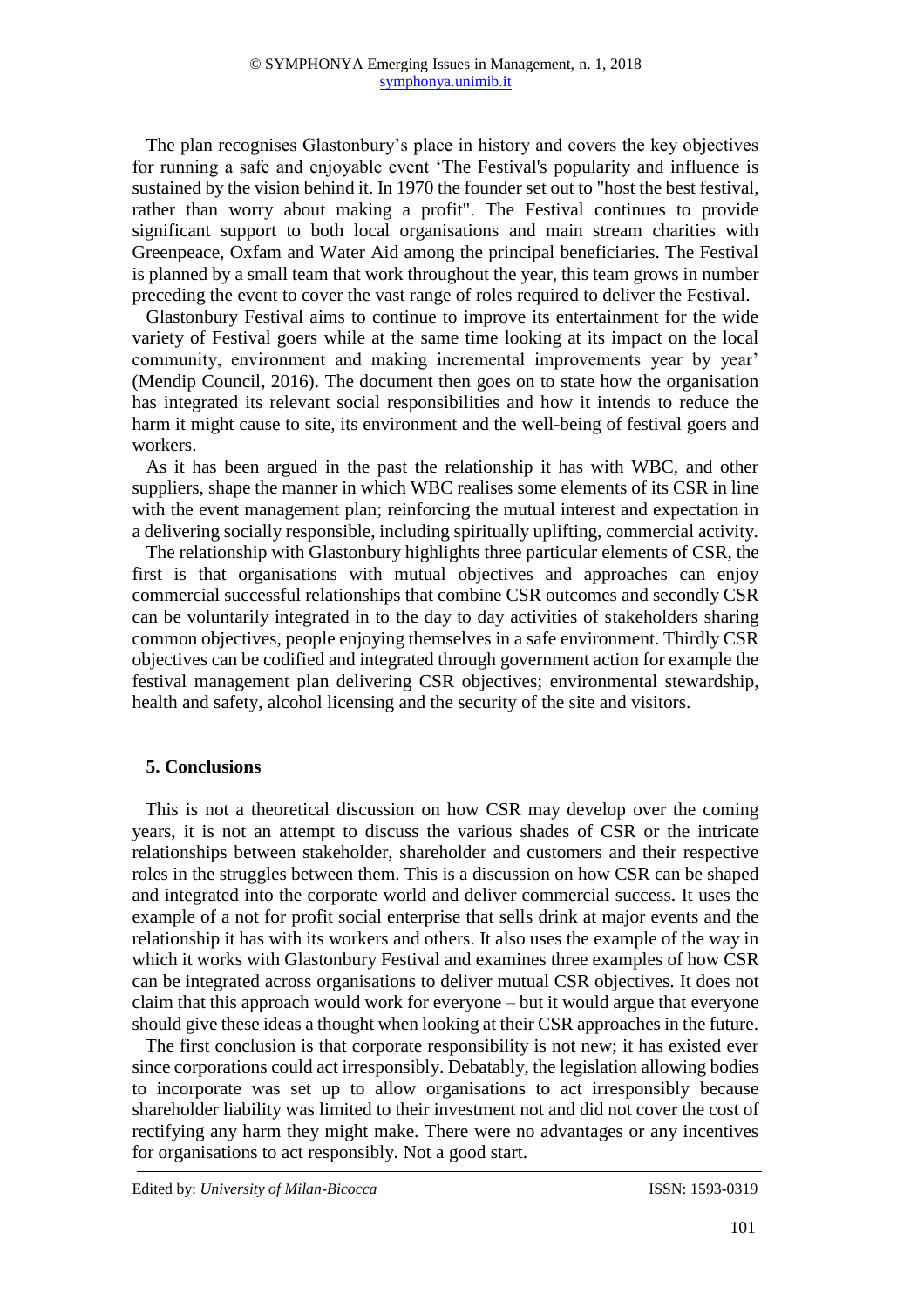The plan recognises Glastonbury's place in history and covers the key objectives for running a safe and enjoyable event 'The Festival's popularity and influence is sustained by the vision behind it. In 1970 the founder set out to "host the best festival, rather than worry about making a profit". The Festival continues to provide significant support to both local organisations and main stream charities with Greenpeace, Oxfam and Water Aid among the principal beneficiaries. The Festival is planned by a small team that work throughout the year, this team grows in number preceding the event to cover the vast range of roles required to deliver the Festival.

Glastonbury Festival aims to continue to improve its entertainment for the wide variety of Festival goers while at the same time looking at its impact on the local community, environment and making incremental improvements year by year' (Mendip Council, 2016). The document then goes on to state how the organisation has integrated its relevant social responsibilities and how it intends to reduce the harm it might cause to site, its environment and the well-being of festival goers and workers.

As it has been argued in the past the relationship it has with WBC, and other suppliers, shape the manner in which WBC realises some elements of its CSR in line with the event management plan; reinforcing the mutual interest and expectation in a delivering socially responsible, including spiritually uplifting, commercial activity.

The relationship with Glastonbury highlights three particular elements of CSR, the first is that organisations with mutual objectives and approaches can enjoy commercial successful relationships that combine CSR outcomes and secondly CSR can be voluntarily integrated in to the day to day activities of stakeholders sharing common objectives, people enjoying themselves in a safe environment. Thirdly CSR objectives can be codified and integrated through government action for example the festival management plan delivering CSR objectives; environmental stewardship, health and safety, alcohol licensing and the security of the site and visitors.

## 5. Conclusions

This is not a theoretical discussion on how CSR may develop over the coming years, it is not an attempt to discuss the various shades of CSR or the intricate relationships between stakeholder, shareholder and customers and their respective roles in the struggles between them. This is a discussion on how CSR can be shaped and integrated into the corporate world and deliver commercial success. It uses the example of a not for profit social enterprise that sells drink at major events and the relationship it has with its workers and others. It also uses the example of the way in which it works with Glastonbury Festival and examines three examples of how CSR can be integrated across organisations to deliver mutual CSR objectives. It does not claim that this approach would work for everyone – but it would argue that everyone should give these ideas a thought when looking at their CSR approaches in the future.

The first conclusion is that corporate responsibility is not new; it has existed ever since corporations could act irresponsibly. Debatably, the legislation allowing bodies to incorporate was set up to allow organisations to act irresponsibly because shareholder liability was limited to their investment not and did not cover the cost of rectifying any harm they might make. There were no advantages or any incentives for organisations to act responsibly. Not a good start.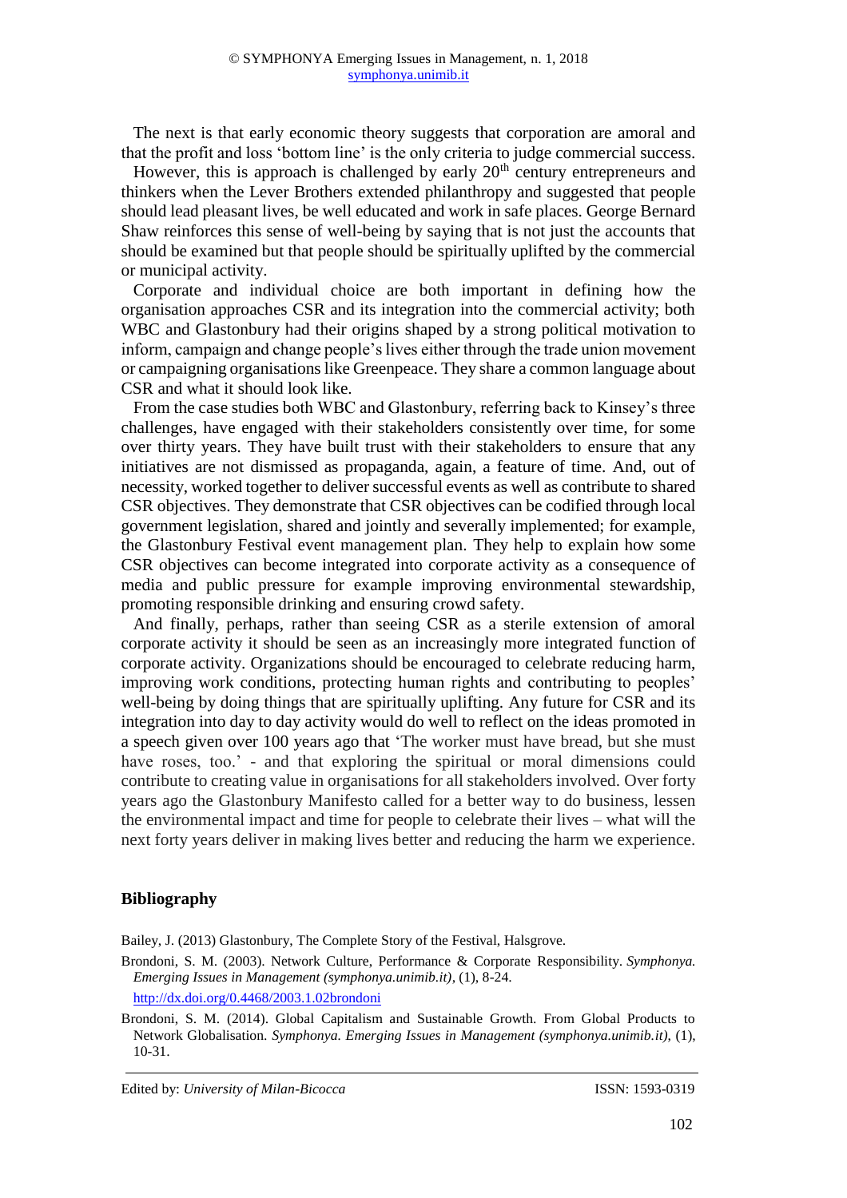The next is that early economic theory suggests that corporation are amoral and that the profit and loss 'bottom line' is the only criteria to judge commercial success.

However, this is approach is challenged by early 20th century entrepreneurs and thinkers when the Lever Brothers extended philanthropy and suggested that people should lead pleasant lives, be well educated and work in safe places. George Bernard Shaw reinforces this sense of well-being by saying that is not just the accounts that should be examined but that people should be spiritually uplifted by the commercial or municipal activity.

Corporate and individual choice are both important in defining how the organisation approaches CSR and its integration into the commercial activity; both WBC and Glastonbury had their origins shaped by a strong political motivation to inform, campaign and change people's lives either through the trade union movement or campaigning organisations like Greenpeace. They share a common language about CSR and what it should look like.

From the case studies both WBC and Glastonbury, referring back to Kinsey's three challenges, have engaged with their stakeholders consistently over time, for some over thirty years. They have built trust with their stakeholders to ensure that any initiatives are not dismissed as propaganda, again, a feature of time. And, out of necessity, worked together to deliver successful events as well as contribute to shared CSR objectives. They demonstrate that CSR objectives can be codified through local government legislation, shared and jointly and severally implemented; for example, the Glastonbury Festival event management plan. They help to explain how some CSR objectives can become integrated into corporate activity as a consequence of media and public pressure for example improving environmental stewardship, promoting responsible drinking and ensuring crowd safety.

And finally, perhaps, rather than seeing CSR as a sterile extension of amoral corporate activity it should be seen as an increasingly more integrated function of corporate activity. Organizations should be encouraged to celebrate reducing harm, improving work conditions, protecting human rights and contributing to peoples' well-being by doing things that are spiritually uplifting. Any future for CSR and its integration into day to day activity would do well to reflect on the ideas promoted in a speech given over 100 years ago that 'The worker must have bread, but she must have roses, too.' - and that exploring the spiritual or moral dimensions could contribute to creating value in organisations for all stakeholders involved. Over forty years ago the Glastonbury Manifesto called for a better way to do business, lessen the environmental impact and time for people to celebrate their lives – what will the next forty years deliver in making lives better and reducing the harm we experience.

## Bibliography

Bailey, J. (2013) Glastonbury, The Complete Story of the Festival, Halsgrove.

Brondoni, S. M. (2003). Network Culture, Performance & Corporate Responsibility. *Symphonya. Emerging Issues in Management (symphonya.unimib.it)*, (1), 8-24. http://dx.doi.org/0.4468/2003.1.02brondoni

Brondoni, S. M. (2014). Global Capitalism and Sustainable Growth. From Global Products to Network Globalisation. *Symphonya. Emerging Issues in Management (symphonya.unimib.it)*, (1), 10-31.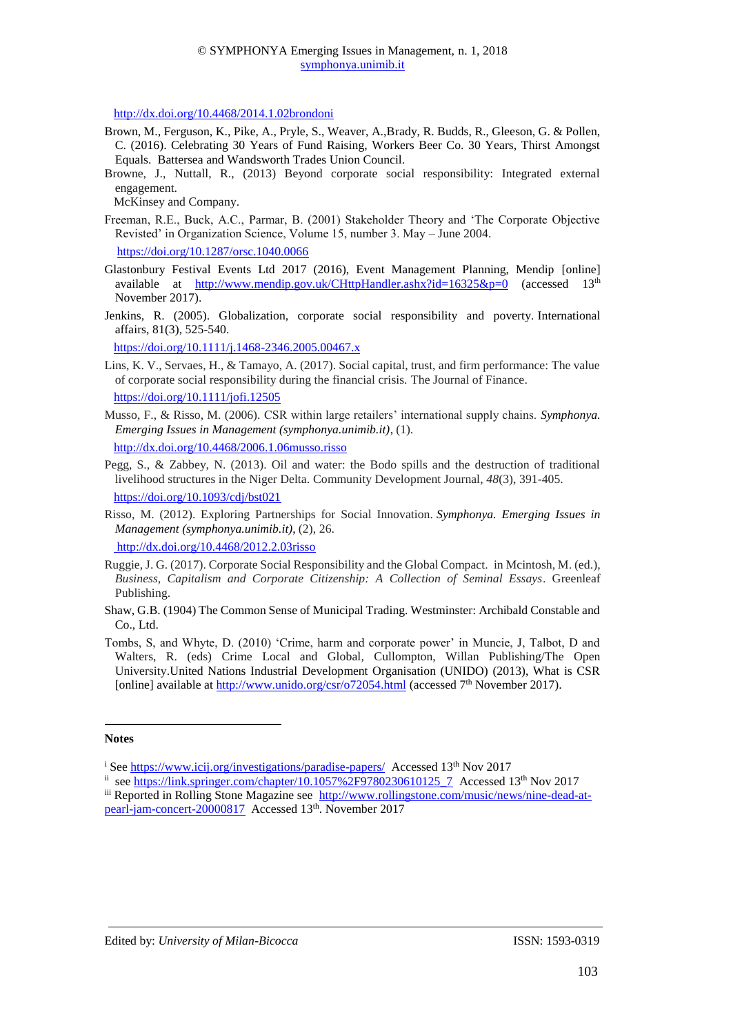http://dx.doi.org/10.4468/2014.1.02brondoni

Brown, M., Ferguson, K., Pike, A., Pryle, S., Weaver, A.,Brady, R. Budds, R., Gleeson, G. & Pollen, C. (2016). Celebrating 30 Years of Fund Raising, Workers Beer Co. 30 Years, Thirst Amongst Equals. Battersea and Wandsworth Trades Union Council.

Browne, J., Nuttall, R., (2013) Beyond corporate social responsibility: Integrated external engagement.
McKinsey and Company.

Freeman, R.E., Buck, A.C., Parmar, B. (2001) Stakeholder Theory and 'The Corporate Objective Revisted' in Organization Science, Volume 15, number 3. May – June 2004.
https://doi.org/10.1287/orsc.1040.0066

Glastonbury Festival Events Ltd 2017 (2016), Event Management Planning, Mendip [online] available at http://www.mendip.gov.uk/CHttpHandler.ashx?id=16325&p=0 (accessed 13th November 2017).

Jenkins, R. (2005). Globalization, corporate social responsibility and poverty. International affairs, 81(3), 525-540.
https://doi.org/10.1111/j.1468-2346.2005.00467.x

Lins, K. V., Servaes, H., & Tamayo, A. (2017). Social capital, trust, and firm performance: The value of corporate social responsibility during the financial crisis. The Journal of Finance.
https://doi.org/10.1111/jofi.12505

Musso, F., & Risso, M. (2006). CSR within large retailers' international supply chains. *Symphonya. Emerging Issues in Management (symphonya.unimib.it)*, (1).
http://dx.doi.org/10.4468/2006.1.06musso.risso

Pegg, S., & Zabbey, N. (2013). Oil and water: the Bodo spills and the destruction of traditional livelihood structures in the Niger Delta. Community Development Journal, *48*(3), 391-405.
https://doi.org/10.1093/cdj/bst021

Risso, M. (2012). Exploring Partnerships for Social Innovation. *Symphonya. Emerging Issues in Management (symphonya.unimib.it)*, (2), 26.
http://dx.doi.org/10.4468/2012.2.03risso

Ruggie, J. G. (2017). Corporate Social Responsibility and the Global Compact. in Mcintosh, M. (ed.), *Business, Capitalism and Corporate Citizenship: A Collection of Seminal Essays*. Greenleaf Publishing.

Shaw, G.B. (1904) The Common Sense of Municipal Trading. Westminster: Archibald Constable and Co., Ltd.

Tombs, S, and Whyte, D. (2010) 'Crime, harm and corporate power' in Muncie, J, Talbot, D and Walters, R. (eds) Crime Local and Global, Cullompton, Willan Publishing/The Open University.United Nations Industrial Development Organisation (UNIDO) (2013), What is CSR [online] available at http://www.unido.org/csr/o72054.html (accessed 7th November 2017).

**Notes**

[i] See https://www.icij.org/investigations/paradise-papers/ Accessed 13th Nov 2017

[ii] see https://link.springer.com/chapter/10.1057%2F9780230610125_7 Accessed 13th Nov 2017

[iii] Reported in Rolling Stone Magazine see http://www.rollingstone.com/music/news/nine-dead-at-pearl-jam-concert-20000817 Accessed 13th. November 2017